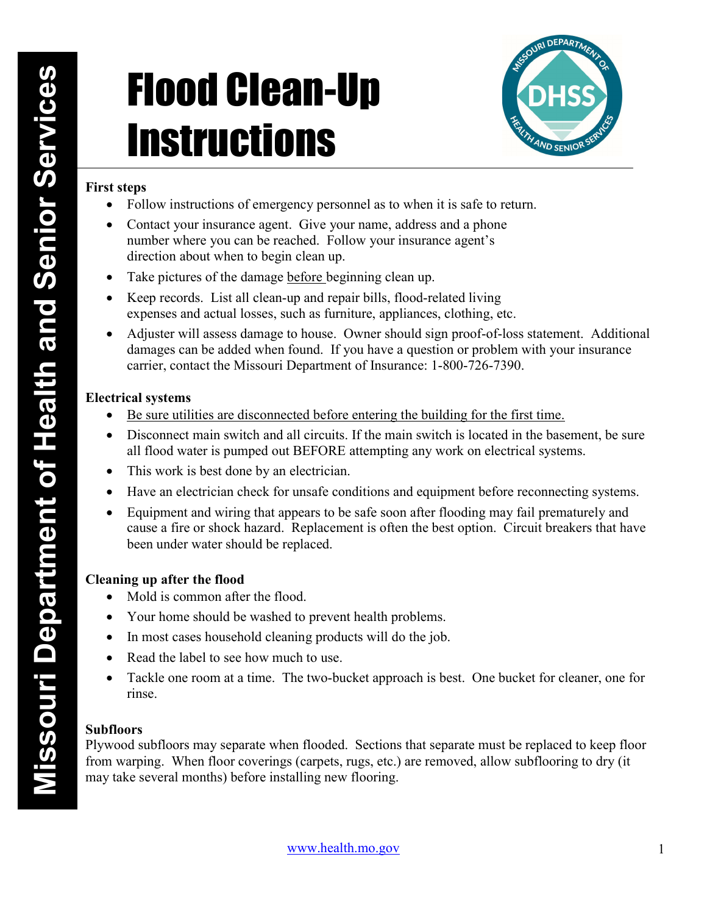# Flood Clean-Up Instructions

Missouri Department of Health and Senior Services

**First steps**

- Follow instructions of emergency personnel as to when it is safe to return.
- Contact your insurance agent. Give your name, address and a phone number where you can be reached. Follow your insurance agent's direction about when to begin clean up.
- Take pictures of the damage <u>before</u> beginning clean up.
- Keep records. List all clean-up and repair bills, flood-related living expenses and actual losses, such as furniture, appliances, clothing, etc.
- Adjuster will assess damage to house. Owner should sign proof-of-loss statement. Additional damages can be added when found. If you have a question or problem with your insurance carrier, contact the Missouri Department of Insurance: 1-800-726-7390.

**Electrical systems**

- <u>Be sure utilities are disconnected before entering the building for the first time.</u>
- Disconnect main switch and all circuits. If the main switch is located in the basement, be sure all flood water is pumped out BEFORE attempting any work on electrical systems.
- This work is best done by an electrician.
- Have an electrician check for unsafe conditions and equipment before reconnecting systems.
- Equipment and wiring that appears to be safe soon after flooding may fail prematurely and cause a fire or shock hazard. Replacement is often the best option. Circuit breakers that have been under water should be replaced.

**Cleaning up after the flood**

- Mold is common after the flood.
- Your home should be washed to prevent health problems.
- In most cases household cleaning products will do the job.
- Read the label to see how much to use.
- Tackle one room at a time. The two-bucket approach is best. One bucket for cleaner, one for rinse.

**Subfloors**

Plywood subfloors may separate when flooded. Sections that separate must be replaced to keep floor from warping. When floor coverings (carpets, rugs, etc.) are removed, allow subflooring to dry (it may take several months) before installing new flooring.

www.health.mo.gov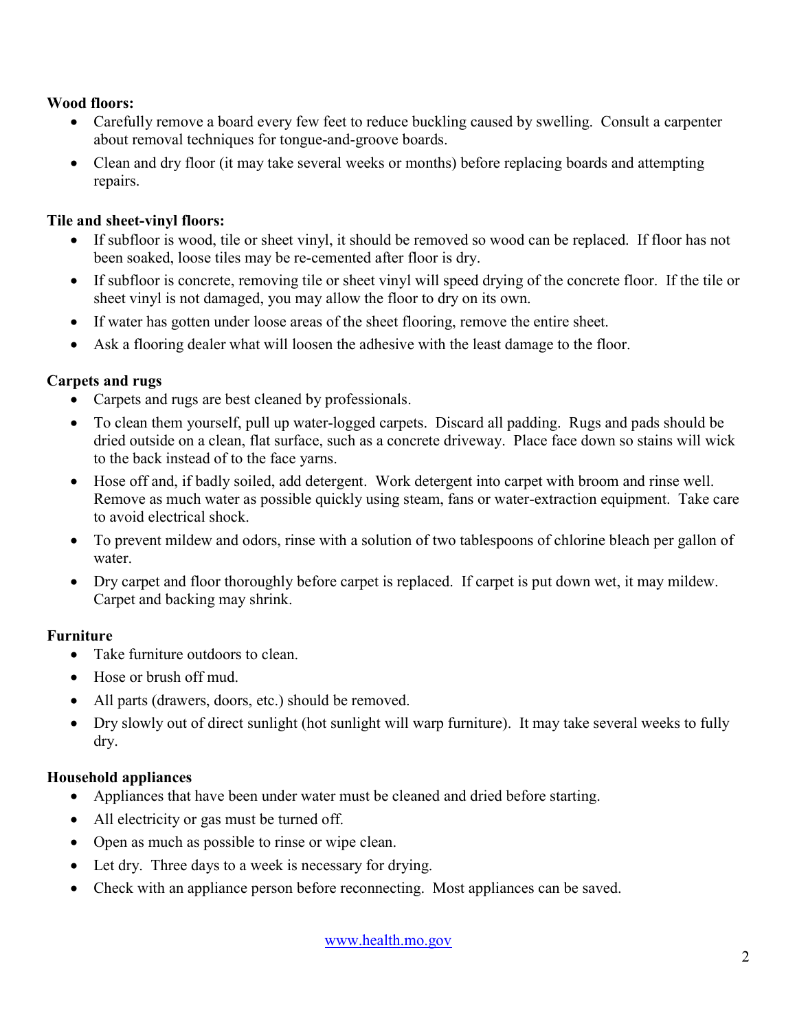**Wood floors:**

- Carefully remove a board every few feet to reduce buckling caused by swelling. Consult a carpenter about removal techniques for tongue-and-groove boards.
- Clean and dry floor (it may take several weeks or months) before replacing boards and attempting repairs.

**Tile and sheet-vinyl floors:**

- If subfloor is wood, tile or sheet vinyl, it should be removed so wood can be replaced. If floor has not been soaked, loose tiles may be re-cemented after floor is dry.
- If subfloor is concrete, removing tile or sheet vinyl will speed drying of the concrete floor. If the tile or sheet vinyl is not damaged, you may allow the floor to dry on its own.
- If water has gotten under loose areas of the sheet flooring, remove the entire sheet.
- Ask a flooring dealer what will loosen the adhesive with the least damage to the floor.

**Carpets and rugs**

- Carpets and rugs are best cleaned by professionals.
- To clean them yourself, pull up water-logged carpets. Discard all padding. Rugs and pads should be dried outside on a clean, flat surface, such as a concrete driveway. Place face down so stains will wick to the back instead of to the face yarns.
- Hose off and, if badly soiled, add detergent. Work detergent into carpet with broom and rinse well. Remove as much water as possible quickly using steam, fans or water-extraction equipment. Take care to avoid electrical shock.
- To prevent mildew and odors, rinse with a solution of two tablespoons of chlorine bleach per gallon of water.
- Dry carpet and floor thoroughly before carpet is replaced. If carpet is put down wet, it may mildew. Carpet and backing may shrink.

**Furniture**

- Take furniture outdoors to clean.
- Hose or brush off mud.
- All parts (drawers, doors, etc.) should be removed.
- Dry slowly out of direct sunlight (hot sunlight will warp furniture). It may take several weeks to fully dry.

**Household appliances**

- Appliances that have been under water must be cleaned and dried before starting.
- All electricity or gas must be turned off.
- Open as much as possible to rinse or wipe clean.
- Let dry. Three days to a week is necessary for drying.
- Check with an appliance person before reconnecting. Most appliances can be saved.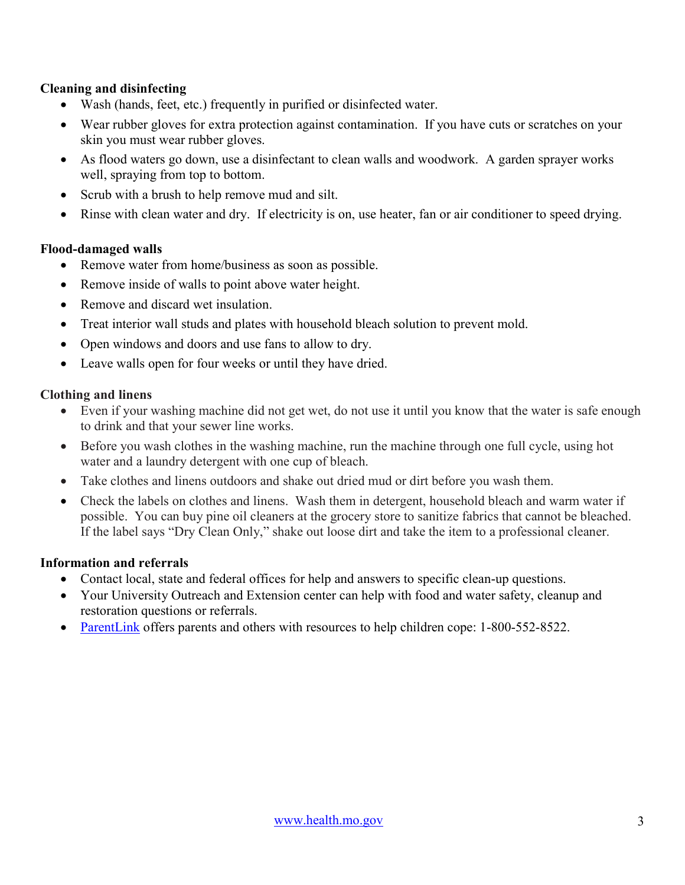**Cleaning and disinfecting**

- Wash (hands, feet, etc.) frequently in purified or disinfected water.
- Wear rubber gloves for extra protection against contamination. If you have cuts or scratches on your skin you must wear rubber gloves.
- As flood waters go down, use a disinfectant to clean walls and woodwork. A garden sprayer works well, spraying from top to bottom.
- Scrub with a brush to help remove mud and silt.
- Rinse with clean water and dry. If electricity is on, use heater, fan or air conditioner to speed drying.

**Flood-damaged walls**

- Remove water from home/business as soon as possible.
- Remove inside of walls to point above water height.
- Remove and discard wet insulation.
- Treat interior wall studs and plates with household bleach solution to prevent mold.
- Open windows and doors and use fans to allow to dry.
- Leave walls open for four weeks or until they have dried.

**Clothing and linens**

- Even if your washing machine did not get wet, do not use it until you know that the water is safe enough to drink and that your sewer line works.
- Before you wash clothes in the washing machine, run the machine through one full cycle, using hot water and a laundry detergent with one cup of bleach.
- Take clothes and linens outdoors and shake out dried mud or dirt before you wash them.
- Check the labels on clothes and linens. Wash them in detergent, household bleach and warm water if possible. You can buy pine oil cleaners at the grocery store to sanitize fabrics that cannot be bleached. If the label says "Dry Clean Only," shake out loose dirt and take the item to a professional cleaner.

**Information and referrals**

- Contact local, state and federal offices for help and answers to specific clean-up questions.
- Your University Outreach and Extension center can help with food and water safety, cleanup and restoration questions or referrals.
- ParentLink offers parents and others with resources to help children cope: 1-800-552-8522.